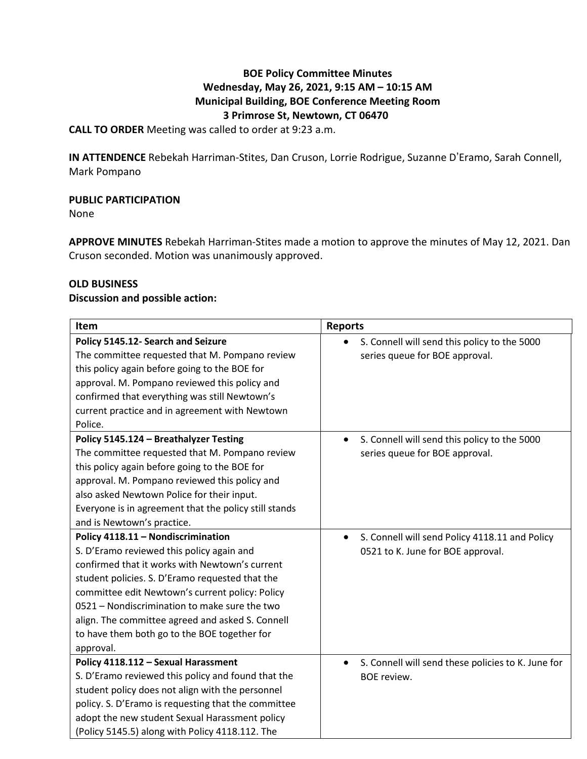**BOE Policy Committee Minutes**
**Wednesday, May 26, 2021, 9:15 AM – 10:15 AM**
**Municipal Building, BOE Conference Meeting Room**
**3 Primrose St, Newtown, CT 06470**

**CALL TO ORDER** Meeting was called to order at 9:23 a.m.

**IN ATTENDENCE** Rebekah Harriman-Stites, Dan Cruson, Lorrie Rodrigue, Suzanne D'Eramo, Sarah Connell, Mark Pompano

**PUBLIC PARTICIPATION**
None

**APPROVE MINUTES** Rebekah Harriman-Stites made a motion to approve the minutes of May 12, 2021. Dan Cruson seconded. Motion was unanimously approved.

**OLD BUSINESS**
**Discussion and possible action:**

| Item | Reports |
|---|---|
| **Policy 5145.12- Search and Seizure** The committee requested that M. Pompano review this policy again before going to the BOE for approval. M. Pompano reviewed this policy and confirmed that everything was still Newtown's current practice and in agreement with Newtown Police. | • S. Connell will send this policy to the 5000 series queue for BOE approval. |
| **Policy 5145.124 – Breathalyzer Testing** The committee requested that M. Pompano review this policy again before going to the BOE for approval. M. Pompano reviewed this policy and also asked Newtown Police for their input. Everyone is in agreement that the policy still stands and is Newtown's practice. | • S. Connell will send this policy to the 5000 series queue for BOE approval. |
| **Policy 4118.11 – Nondiscrimination** S. D'Eramo reviewed this policy again and confirmed that it works with Newtown's current student policies. S. D'Eramo requested that the committee edit Newtown's current policy: Policy 0521 – Nondiscrimination to make sure the two align. The committee agreed and asked S. Connell to have them both go to the BOE together for approval. | • S. Connell will send Policy 4118.11 and Policy 0521 to K. June for BOE approval. |
| **Policy 4118.112 – Sexual Harassment** S. D'Eramo reviewed this policy and found that the student policy does not align with the personnel policy. S. D'Eramo is requesting that the committee adopt the new student Sexual Harassment policy (Policy 5145.5) along with Policy 4118.112. The | • S. Connell will send these policies to K. June for BOE review. |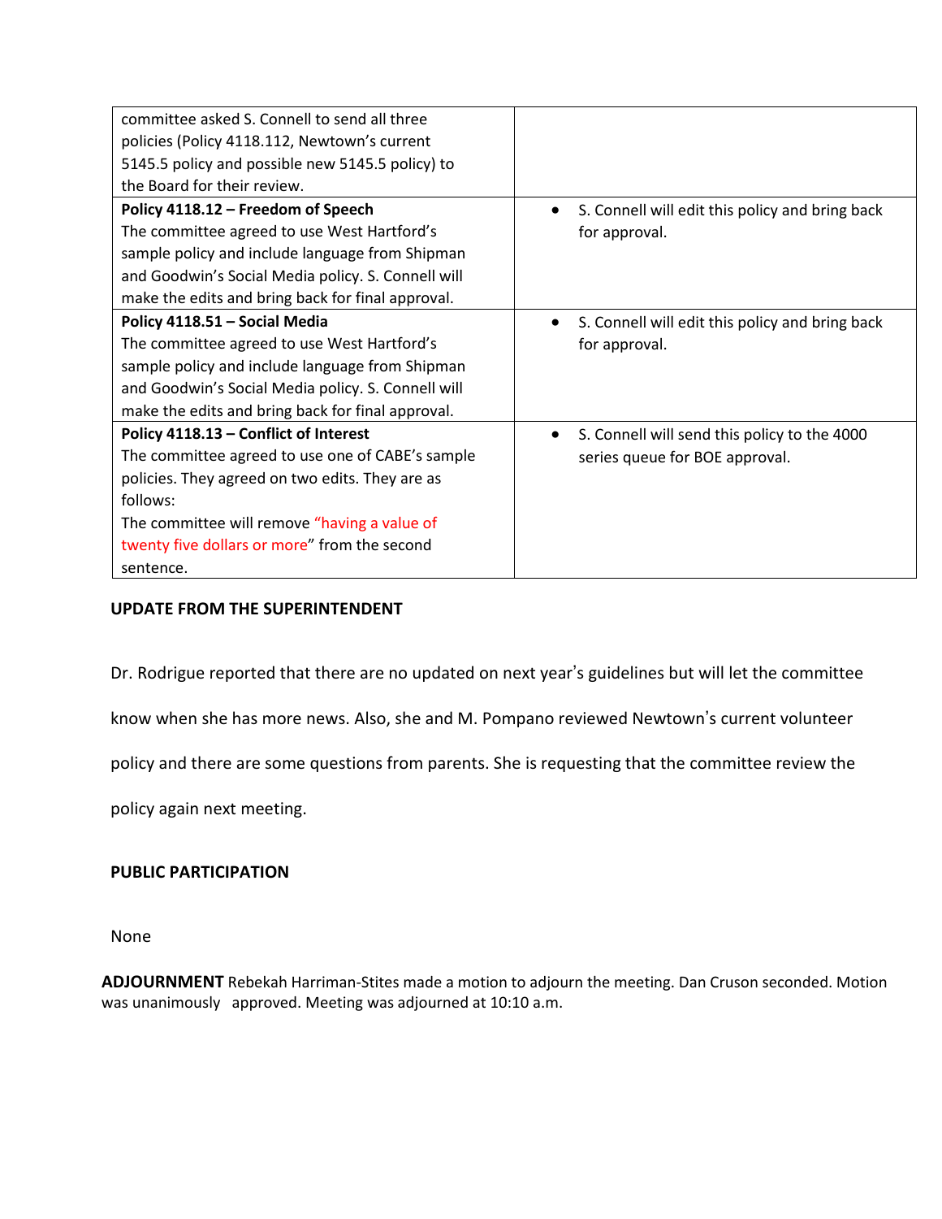| | |
|---|---|
| committee asked S. Connell to send all three policies (Policy 4118.112, Newtown's current 5145.5 policy and possible new 5145.5 policy) to the Board for their review. | |
| **Policy 4118.12 – Freedom of Speech**<br>The committee agreed to use West Hartford's sample policy and include language from Shipman and Goodwin's Social Media policy. S. Connell will make the edits and bring back for final approval. | • S. Connell will edit this policy and bring back for approval. |
| **Policy 4118.51 – Social Media**<br>The committee agreed to use West Hartford's sample policy and include language from Shipman and Goodwin's Social Media policy. S. Connell will make the edits and bring back for final approval. | • S. Connell will edit this policy and bring back for approval. |
| **Policy 4118.13 – Conflict of Interest**<br>The committee agreed to use one of CABE's sample policies. They agreed on two edits. They are as follows:<br>The committee will remove "having a value of twenty five dollars or more" from the second sentence. | • S. Connell will send this policy to the 4000 series queue for BOE approval. |

**UPDATE FROM THE SUPERINTENDENT**

Dr. Rodrigue reported that there are no updated on next year's guidelines but will let the committee know when she has more news. Also, she and M. Pompano reviewed Newtown's current volunteer policy and there are some questions from parents. She is requesting that the committee review the policy again next meeting.

**PUBLIC PARTICIPATION**

None

**ADJOURNMENT** Rebekah Harriman-Stites made a motion to adjourn the meeting. Dan Cruson seconded. Motion was unanimously approved. Meeting was adjourned at 10:10 a.m.